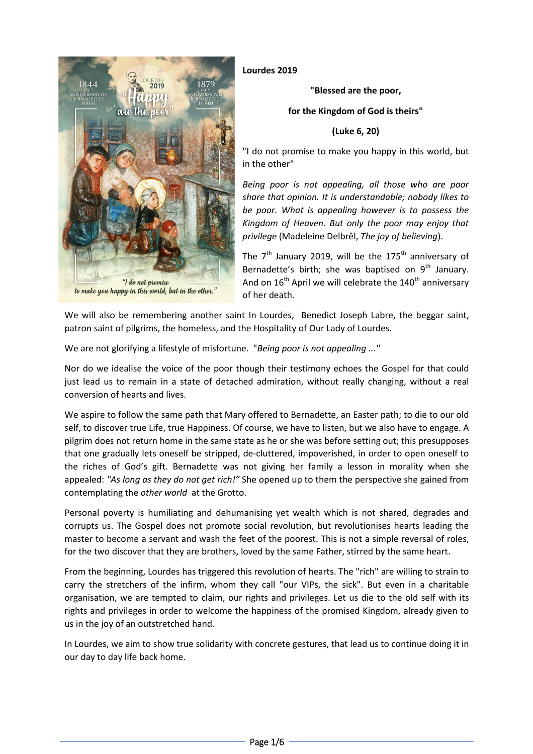**Lourdes 2019**

**"Blessed are the poor,**

**for the Kingdom of God is theirs"**

**(Luke 6, 20)**

"I do not promise to make you happy in this world, but in the other"

*Being poor is not appealing, all those who are poor share that opinion. It is understandable; nobody likes to be poor. What is appealing however is to possess the Kingdom of Heaven. But only the poor may enjoy that privilege* (Madeleine Delbrêl, *The joy of believing*).

The 7th January 2019, will be the 175th anniversary of Bernadette's birth; she was baptised on 9th January. And on 16th April we will celebrate the 140th anniversary of her death.

We will also be remembering another saint In Lourdes, Benedict Joseph Labre, the beggar saint, patron saint of pilgrims, the homeless, and the Hospitality of Our Lady of Lourdes.

We are not glorifying a lifestyle of misfortune. "*Being poor is not appealing ...*"

Nor do we idealise the voice of the poor though their testimony echoes the Gospel for that could just lead us to remain in a state of detached admiration, without really changing, without a real conversion of hearts and lives.

We aspire to follow the same path that Mary offered to Bernadette, an Easter path; to die to our old self, to discover true Life, true Happiness. Of course, we have to listen, but we also have to engage. A pilgrim does not return home in the same state as he or she was before setting out; this presupposes that one gradually lets oneself be stripped, de-cluttered, impoverished, in order to open oneself to the riches of God's gift. Bernadette was not giving her family a lesson in morality when she appealed: *"As long as they do not get rich!"* She opened up to them the perspective she gained from contemplating the *other world* at the Grotto.

Personal poverty is humiliating and dehumanising yet wealth which is not shared, degrades and corrupts us. The Gospel does not promote social revolution, but revolutionises hearts leading the master to become a servant and wash the feet of the poorest. This is not a simple reversal of roles, for the two discover that they are brothers, loved by the same Father, stirred by the same heart.

From the beginning, Lourdes has triggered this revolution of hearts. The "rich" are willing to strain to carry the stretchers of the infirm, whom they call "our VIPs, the sick". But even in a charitable organisation, we are tempted to claim, our rights and privileges. Let us die to the old self with its rights and privileges in order to welcome the happiness of the promised Kingdom, already given to us in the joy of an outstretched hand.

In Lourdes, we aim to show true solidarity with concrete gestures, that lead us to continue doing it in our day to day life back home.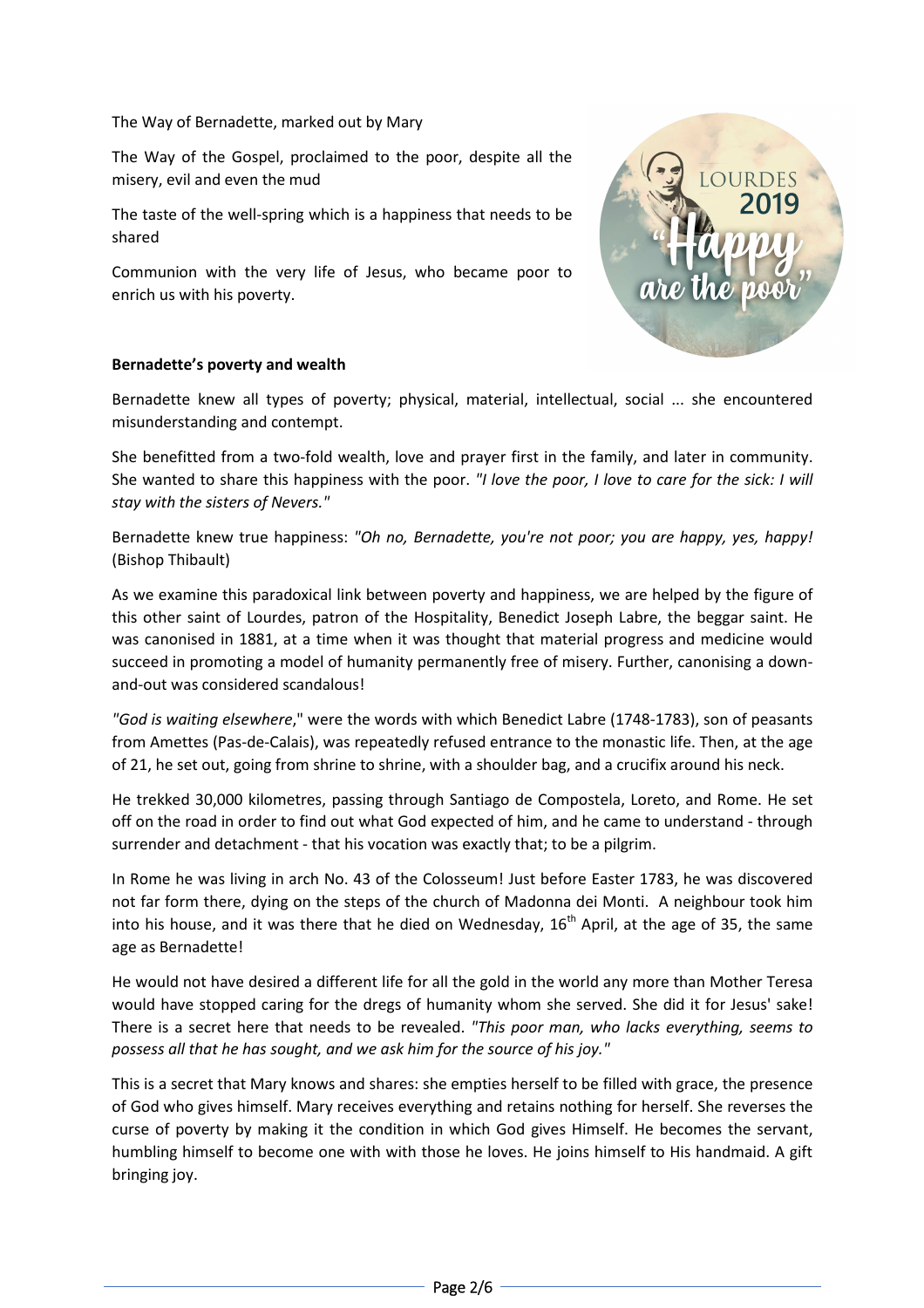The Way of Bernadette, marked out by Mary

The Way of the Gospel, proclaimed to the poor, despite all the misery, evil and even the mud

The taste of the well-spring which is a happiness that needs to be shared

Communion with the very life of Jesus, who became poor to enrich us with his poverty.

**Bernadette's poverty and wealth**

Bernadette knew all types of poverty; physical, material, intellectual, social ... she encountered misunderstanding and contempt.

She benefitted from a two-fold wealth, love and prayer first in the family, and later in community. She wanted to share this happiness with the poor. *"I love the poor, I love to care for the sick: I will stay with the sisters of Nevers."*

Bernadette knew true happiness: *"Oh no, Bernadette, you're not poor; you are happy, yes, happy!* (Bishop Thibault)

As we examine this paradoxical link between poverty and happiness, we are helped by the figure of this other saint of Lourdes, patron of the Hospitality, Benedict Joseph Labre, the beggar saint. He was canonised in 1881, at a time when it was thought that material progress and medicine would succeed in promoting a model of humanity permanently free of misery. Further, canonising a down-and-out was considered scandalous!

*"God is waiting elsewhere*," were the words with which Benedict Labre (1748-1783), son of peasants from Amettes (Pas-de-Calais), was repeatedly refused entrance to the monastic life. Then, at the age of 21, he set out, going from shrine to shrine, with a shoulder bag, and a crucifix around his neck.

He trekked 30,000 kilometres, passing through Santiago de Compostela, Loreto, and Rome. He set off on the road in order to find out what God expected of him, and he came to understand - through surrender and detachment - that his vocation was exactly that; to be a pilgrim.

In Rome he was living in arch No. 43 of the Colosseum! Just before Easter 1783, he was discovered not far form there, dying on the steps of the church of Madonna dei Monti. A neighbour took him into his house, and it was there that he died on Wednesday, 16th April, at the age of 35, the same age as Bernadette!

He would not have desired a different life for all the gold in the world any more than Mother Teresa would have stopped caring for the dregs of humanity whom she served. She did it for Jesus' sake! There is a secret here that needs to be revealed. *"This poor man, who lacks everything, seems to possess all that he has sought, and we ask him for the source of his joy."*

This is a secret that Mary knows and shares: she empties herself to be filled with grace, the presence of God who gives himself. Mary receives everything and retains nothing for herself. She reverses the curse of poverty by making it the condition in which God gives Himself. He becomes the servant, humbling himself to become one with with those he loves. He joins himself to His handmaid. A gift bringing joy.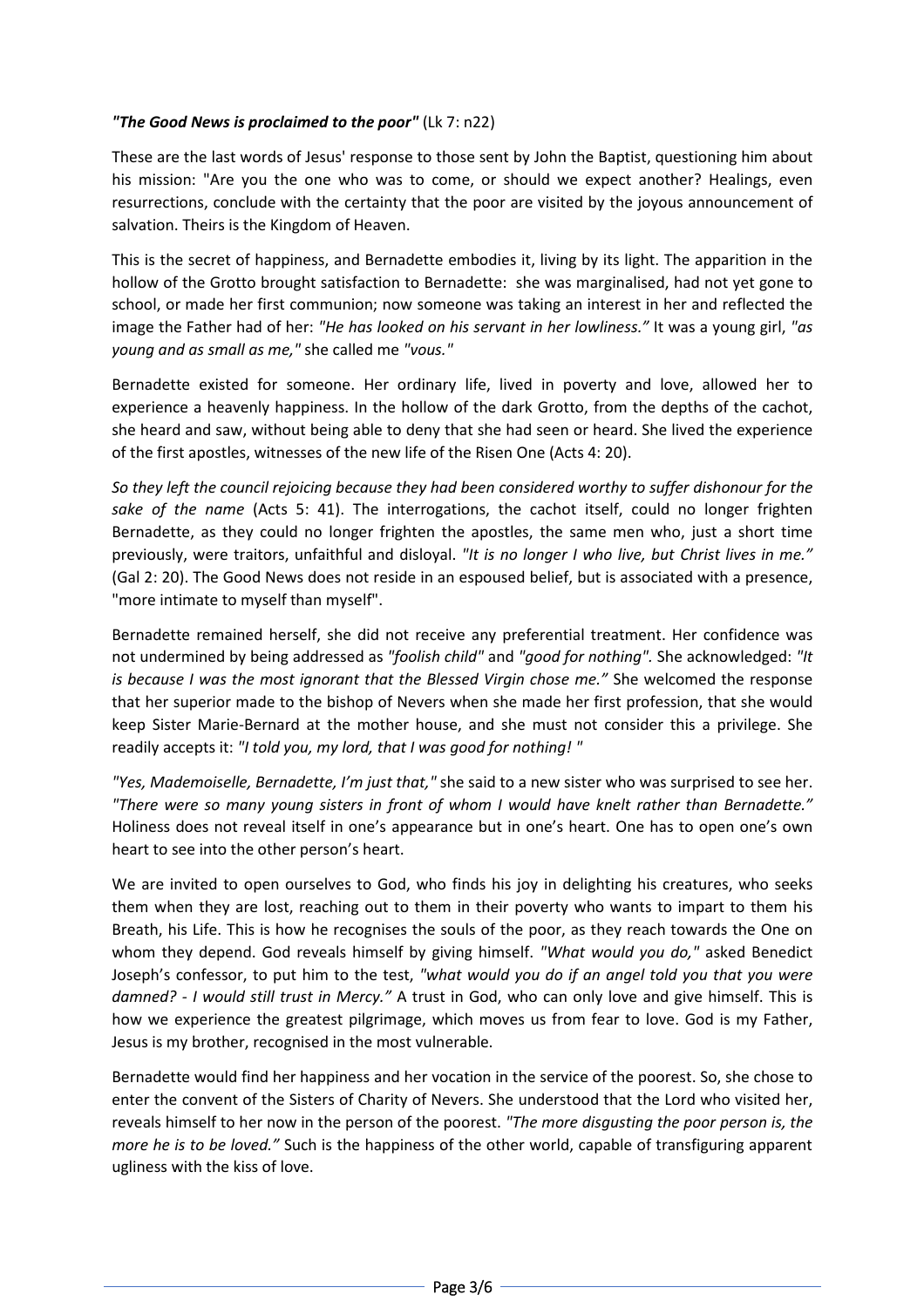***"The Good News is proclaimed to the poor"*** (Lk 7: n22)

These are the last words of Jesus' response to those sent by John the Baptist, questioning him about his mission: "Are you the one who was to come, or should we expect another? Healings, even resurrections, conclude with the certainty that the poor are visited by the joyous announcement of salvation. Theirs is the Kingdom of Heaven.

This is the secret of happiness, and Bernadette embodies it, living by its light. The apparition in the hollow of the Grotto brought satisfaction to Bernadette: she was marginalised, had not yet gone to school, or made her first communion; now someone was taking an interest in her and reflected the image the Father had of her: *"He has looked on his servant in her lowliness."* It was a young girl, *"as young and as small as me,"* she called me *"vous."*

Bernadette existed for someone. Her ordinary life, lived in poverty and love, allowed her to experience a heavenly happiness. In the hollow of the dark Grotto, from the depths of the cachot, she heard and saw, without being able to deny that she had seen or heard. She lived the experience of the first apostles, witnesses of the new life of the Risen One (Acts 4: 20).

*So they left the council rejoicing because they had been considered worthy to suffer dishonour for the sake of the name* (Acts 5: 41). The interrogations, the cachot itself, could no longer frighten Bernadette, as they could no longer frighten the apostles, the same men who, just a short time previously, were traitors, unfaithful and disloyal. *"It is no longer I who live, but Christ lives in me."* (Gal 2: 20). The Good News does not reside in an espoused belief, but is associated with a presence, "more intimate to myself than myself".

Bernadette remained herself, she did not receive any preferential treatment. Her confidence was not undermined by being addressed as *"foolish child"* and *"good for nothing".* She acknowledged: *"It is because I was the most ignorant that the Blessed Virgin chose me."* She welcomed the response that her superior made to the bishop of Nevers when she made her first profession, that she would keep Sister Marie-Bernard at the mother house, and she must not consider this a privilege. She readily accepts it: *"I told you, my lord, that I was good for nothing! "*

*"Yes, Mademoiselle, Bernadette, I'm just that,"* she said to a new sister who was surprised to see her. *"There were so many young sisters in front of whom I would have knelt rather than Bernadette."* Holiness does not reveal itself in one's appearance but in one's heart. One has to open one's own heart to see into the other person's heart.

We are invited to open ourselves to God, who finds his joy in delighting his creatures, who seeks them when they are lost, reaching out to them in their poverty who wants to impart to them his Breath, his Life. This is how he recognises the souls of the poor, as they reach towards the One on whom they depend. God reveals himself by giving himself. *"What would you do,"* asked Benedict Joseph's confessor, to put him to the test, *"what would you do if an angel told you that you were damned? - I would still trust in Mercy."* A trust in God, who can only love and give himself. This is how we experience the greatest pilgrimage, which moves us from fear to love. God is my Father, Jesus is my brother, recognised in the most vulnerable.

Bernadette would find her happiness and her vocation in the service of the poorest. So, she chose to enter the convent of the Sisters of Charity of Nevers. She understood that the Lord who visited her, reveals himself to her now in the person of the poorest. *"The more disgusting the poor person is, the more he is to be loved."* Such is the happiness of the other world, capable of transfiguring apparent ugliness with the kiss of love.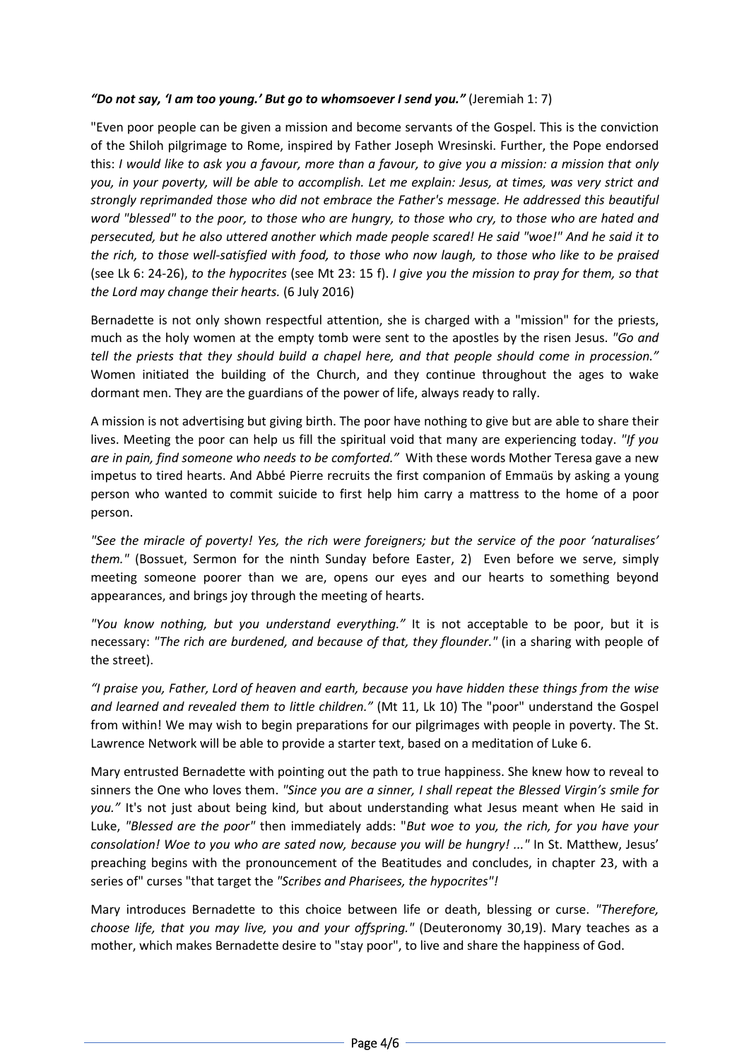***"Do not say, 'I am too young.' But go to whomsoever I send you."*** (Jeremiah 1: 7)

"Even poor people can be given a mission and become servants of the Gospel. This is the conviction of the Shiloh pilgrimage to Rome, inspired by Father Joseph Wresinski. Further, the Pope endorsed this: *I would like to ask you a favour, more than a favour, to give you a mission: a mission that only you, in your poverty, will be able to accomplish. Let me explain: Jesus, at times, was very strict and strongly reprimanded those who did not embrace the Father's message. He addressed this beautiful word "blessed" to the poor, to those who are hungry, to those who cry, to those who are hated and persecuted, but he also uttered another which made people scared! He said "woe!" And he said it to the rich, to those well-satisfied with food, to those who now laugh, to those who like to be praised* (see Lk 6: 24-26), *to the hypocrites* (see Mt 23: 15 f). *I give you the mission to pray for them, so that the Lord may change their hearts.* (6 July 2016)

Bernadette is not only shown respectful attention, she is charged with a "mission" for the priests, much as the holy women at the empty tomb were sent to the apostles by the risen Jesus. *"Go and tell the priests that they should build a chapel here, and that people should come in procession."* Women initiated the building of the Church, and they continue throughout the ages to wake dormant men. They are the guardians of the power of life, always ready to rally.

A mission is not advertising but giving birth. The poor have nothing to give but are able to share their lives. Meeting the poor can help us fill the spiritual void that many are experiencing today. *"If you are in pain, find someone who needs to be comforted."* With these words Mother Teresa gave a new impetus to tired hearts. And Abbé Pierre recruits the first companion of Emmaüs by asking a young person who wanted to commit suicide to first help him carry a mattress to the home of a poor person.

*"See the miracle of poverty! Yes, the rich were foreigners; but the service of the poor 'naturalises' them."* (Bossuet, Sermon for the ninth Sunday before Easter, 2) Even before we serve, simply meeting someone poorer than we are, opens our eyes and our hearts to something beyond appearances, and brings joy through the meeting of hearts.

*"You know nothing, but you understand everything."* It is not acceptable to be poor, but it is necessary: *"The rich are burdened, and because of that, they flounder."* (in a sharing with people of the street).

*"I praise you, Father, Lord of heaven and earth, because you have hidden these things from the wise and learned and revealed them to little children."* (Mt 11, Lk 10) The "poor" understand the Gospel from within! We may wish to begin preparations for our pilgrimages with people in poverty. The St. Lawrence Network will be able to provide a starter text, based on a meditation of Luke 6.

Mary entrusted Bernadette with pointing out the path to true happiness. She knew how to reveal to sinners the One who loves them. *"Since you are a sinner, I shall repeat the Blessed Virgin's smile for you."* It's not just about being kind, but about understanding what Jesus meant when He said in Luke, *"Blessed are the poor"* then immediately adds: "*But woe to you, the rich, for you have your consolation! Woe to you who are sated now, because you will be hungry! ..."* In St. Matthew, Jesus' preaching begins with the pronouncement of the Beatitudes and concludes, in chapter 23, with a series of" curses "that target the *"Scribes and Pharisees, the hypocrites"!*

Mary introduces Bernadette to this choice between life or death, blessing or curse. *"Therefore, choose life, that you may live, you and your offspring."* (Deuteronomy 30,19). Mary teaches as a mother, which makes Bernadette desire to "stay poor", to live and share the happiness of God.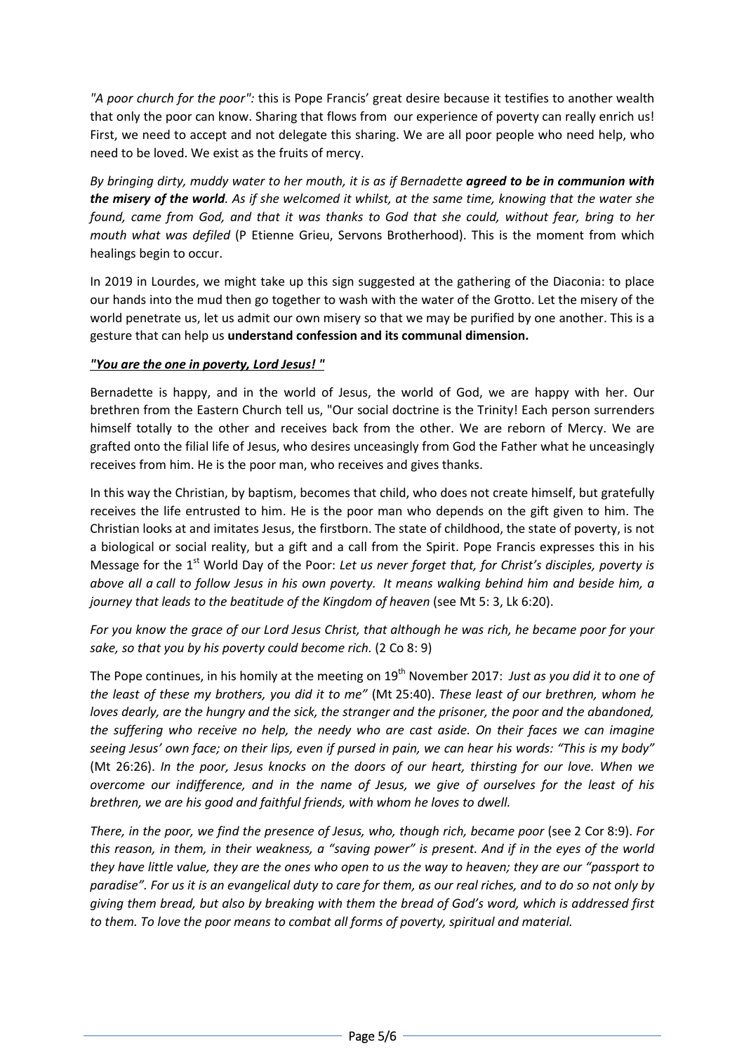*"A poor church for the poor":* this is Pope Francis' great desire because it testifies to another wealth that only the poor can know. Sharing that flows from our experience of poverty can really enrich us! First, we need to accept and not delegate this sharing. We are all poor people who need help, who need to be loved. We exist as the fruits of mercy.

*By bringing dirty, muddy water to her mouth, it is as if Bernadette* ***agreed to be in communion with the misery of the world****. As if she welcomed it whilst, at the same time, knowing that the water she found, came from God, and that it was thanks to God that she could, without fear, bring to her mouth what was defiled* (P Etienne Grieu, Servons Brotherhood). This is the moment from which healings begin to occur.

In 2019 in Lourdes, we might take up this sign suggested at the gathering of the Diaconia: to place our hands into the mud then go together to wash with the water of the Grotto. Let the misery of the world penetrate us, let us admit our own misery so that we may be purified by one another. This is a gesture that can help us **understand confession and its communal dimension.**

***"You are the one in poverty, Lord Jesus! "***

Bernadette is happy, and in the world of Jesus, the world of God, we are happy with her. Our brethren from the Eastern Church tell us, "Our social doctrine is the Trinity! Each person surrenders himself totally to the other and receives back from the other. We are reborn of Mercy. We are grafted onto the filial life of Jesus, who desires unceasingly from God the Father what he unceasingly receives from him. He is the poor man, who receives and gives thanks.

In this way the Christian, by baptism, becomes that child, who does not create himself, but gratefully receives the life entrusted to him. He is the poor man who depends on the gift given to him. The Christian looks at and imitates Jesus, the firstborn. The state of childhood, the state of poverty, is not a biological or social reality, but a gift and a call from the Spirit. Pope Francis expresses this in his Message for the 1st World Day of the Poor: *Let us never forget that, for Christ's disciples, poverty is above all a call to follow Jesus in his own poverty. It means walking behind him and beside him, a journey that leads to the beatitude of the Kingdom of heaven* (see Mt 5: 3, Lk 6:20).

*For you know the grace of our Lord Jesus Christ, that although he was rich, he became poor for your sake, so that you by his poverty could become rich.* (2 Co 8: 9)

The Pope continues, in his homily at the meeting on 19th November 2017: *Just as you did it to one of the least of these my brothers, you did it to me"* (Mt 25:40). *These least of our brethren, whom he loves dearly, are the hungry and the sick, the stranger and the prisoner, the poor and the abandoned, the suffering who receive no help, the needy who are cast aside. On their faces we can imagine seeing Jesus' own face; on their lips, even if pursed in pain, we can hear his words: "This is my body"* (Mt 26:26). *In the poor, Jesus knocks on the doors of our heart, thirsting for our love. When we overcome our indifference, and in the name of Jesus, we give of ourselves for the least of his brethren, we are his good and faithful friends, with whom he loves to dwell.*

*There, in the poor, we find the presence of Jesus, who, though rich, became poor* (see 2 Cor 8:9). *For this reason, in them, in their weakness, a "saving power" is present. And if in the eyes of the world they have little value, they are the ones who open to us the way to heaven; they are our "passport to paradise". For us it is an evangelical duty to care for them, as our real riches, and to do so not only by giving them bread, but also by breaking with them the bread of God's word, which is addressed first to them. To love the poor means to combat all forms of poverty, spiritual and material.*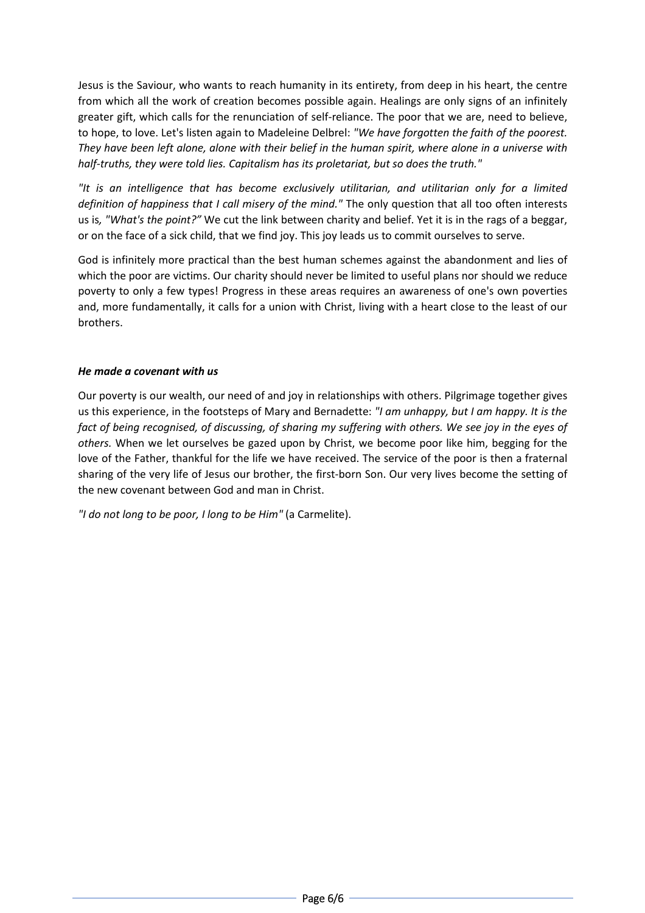Jesus is the Saviour, who wants to reach humanity in its entirety, from deep in his heart, the centre from which all the work of creation becomes possible again. Healings are only signs of an infinitely greater gift, which calls for the renunciation of self-reliance. The poor that we are, need to believe, to hope, to love. Let's listen again to Madeleine Delbrel: *"We have forgotten the faith of the poorest. They have been left alone, alone with their belief in the human spirit, where alone in a universe with half-truths, they were told lies. Capitalism has its proletariat, but so does the truth."*

*"It is an intelligence that has become exclusively utilitarian, and utilitarian only for a limited definition of happiness that I call misery of the mind."* The only question that all too often interests us is*, "What's the point?"* We cut the link between charity and belief. Yet it is in the rags of a beggar, or on the face of a sick child, that we find joy. This joy leads us to commit ourselves to serve.

God is infinitely more practical than the best human schemes against the abandonment and lies of which the poor are victims. Our charity should never be limited to useful plans nor should we reduce poverty to only a few types! Progress in these areas requires an awareness of one's own poverties and, more fundamentally, it calls for a union with Christ, living with a heart close to the least of our brothers.

***He made a covenant with us***

Our poverty is our wealth, our need of and joy in relationships with others. Pilgrimage together gives us this experience, in the footsteps of Mary and Bernadette: *"I am unhappy, but I am happy. It is the fact of being recognised, of discussing, of sharing my suffering with others. We see joy in the eyes of others.* When we let ourselves be gazed upon by Christ, we become poor like him, begging for the love of the Father, thankful for the life we have received. The service of the poor is then a fraternal sharing of the very life of Jesus our brother, the first-born Son. Our very lives become the setting of the new covenant between God and man in Christ.

*"I do not long to be poor, I long to be Him"* (a Carmelite).